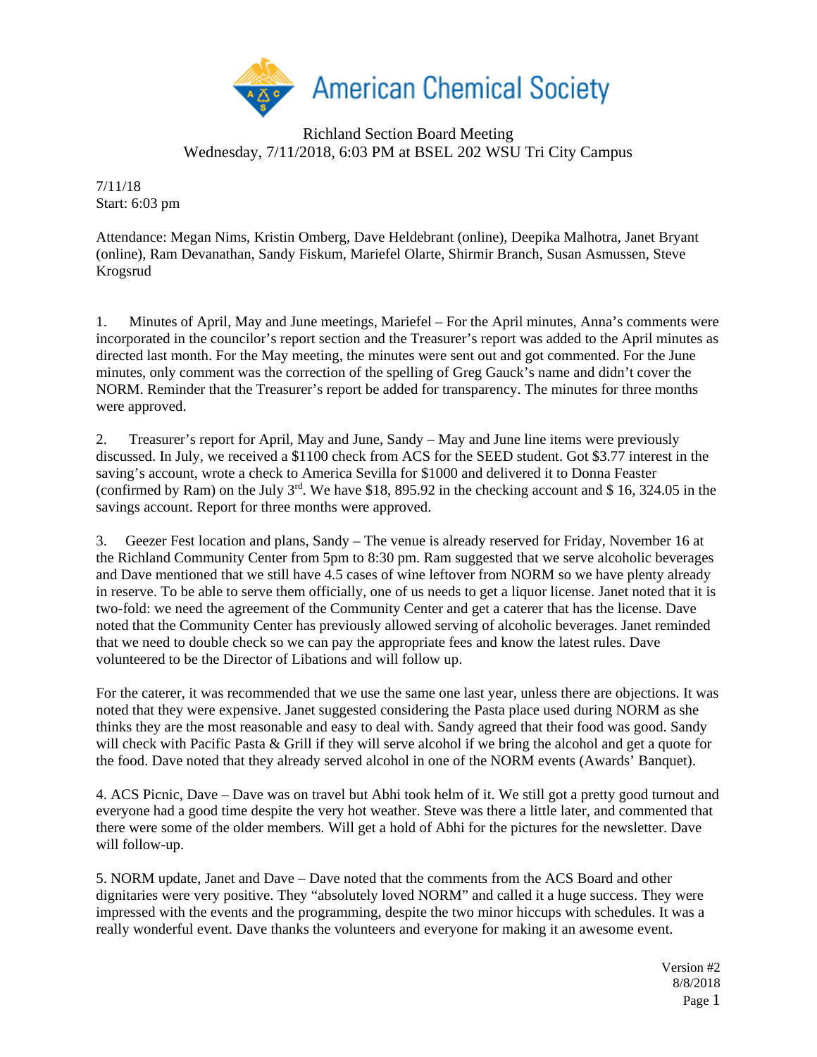American Chemical Society

Richland Section Board Meeting
Wednesday, 7/11/2018, 6:03 PM at BSEL 202 WSU Tri City Campus

7/11/18
Start: 6:03 pm

Attendance: Megan Nims, Kristin Omberg, Dave Heldebrant (online), Deepika Malhotra, Janet Bryant (online), Ram Devanathan, Sandy Fiskum, Mariefel Olarte, Shirmir Branch, Susan Asmussen, Steve Krogsrud

1. Minutes of April, May and June meetings, Mariefel – For the April minutes, Anna's comments were incorporated in the councilor's report section and the Treasurer's report was added to the April minutes as directed last month. For the May meeting, the minutes were sent out and got commented. For the June minutes, only comment was the correction of the spelling of Greg Gauck's name and didn't cover the NORM. Reminder that the Treasurer's report be added for transparency. The minutes for three months were approved.

2. Treasurer's report for April, May and June, Sandy – May and June line items were previously discussed. In July, we received a $1100 check from ACS for the SEED student. Got $3.77 interest in the saving's account, wrote a check to America Sevilla for $1000 and delivered it to Donna Feaster (confirmed by Ram) on the July 3rd. We have $18, 895.92 in the checking account and $ 16, 324.05 in the savings account. Report for three months were approved.

3. Geezer Fest location and plans, Sandy – The venue is already reserved for Friday, November 16 at the Richland Community Center from 5pm to 8:30 pm. Ram suggested that we serve alcoholic beverages and Dave mentioned that we still have 4.5 cases of wine leftover from NORM so we have plenty already in reserve. To be able to serve them officially, one of us needs to get a liquor license. Janet noted that it is two-fold: we need the agreement of the Community Center and get a caterer that has the license. Dave noted that the Community Center has previously allowed serving of alcoholic beverages. Janet reminded that we need to double check so we can pay the appropriate fees and know the latest rules. Dave volunteered to be the Director of Libations and will follow up.

For the caterer, it was recommended that we use the same one last year, unless there are objections. It was noted that they were expensive. Janet suggested considering the Pasta place used during NORM as she thinks they are the most reasonable and easy to deal with. Sandy agreed that their food was good. Sandy will check with Pacific Pasta & Grill if they will serve alcohol if we bring the alcohol and get a quote for the food. Dave noted that they already served alcohol in one of the NORM events (Awards' Banquet).

4. ACS Picnic, Dave – Dave was on travel but Abhi took helm of it. We still got a pretty good turnout and everyone had a good time despite the very hot weather. Steve was there a little later, and commented that there were some of the older members. Will get a hold of Abhi for the pictures for the newsletter. Dave will follow-up.

5. NORM update, Janet and Dave – Dave noted that the comments from the ACS Board and other dignitaries were very positive. They "absolutely loved NORM" and called it a huge success. They were impressed with the events and the programming, despite the two minor hiccups with schedules. It was a really wonderful event. Dave thanks the volunteers and everyone for making it an awesome event.

Version #2
8/8/2018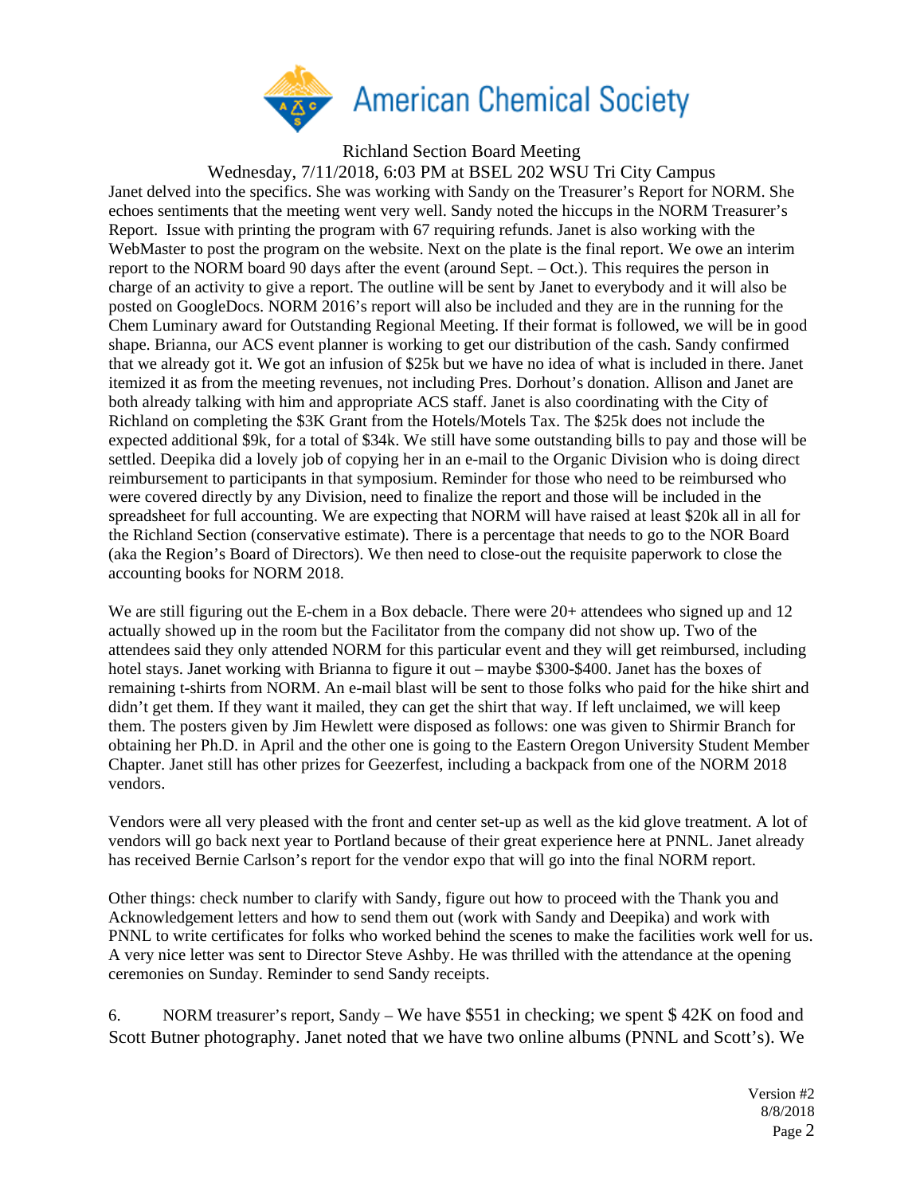Richland Section Board Meeting

Wednesday, 7/11/2018, 6:03 PM at BSEL 202 WSU Tri City Campus

Janet delved into the specifics. She was working with Sandy on the Treasurer's Report for NORM. She echoes sentiments that the meeting went very well. Sandy noted the hiccups in the NORM Treasurer's Report. Issue with printing the program with 67 requiring refunds. Janet is also working with the WebMaster to post the program on the website. Next on the plate is the final report. We owe an interim report to the NORM board 90 days after the event (around Sept. – Oct.). This requires the person in charge of an activity to give a report. The outline will be sent by Janet to everybody and it will also be posted on GoogleDocs. NORM 2016's report will also be included and they are in the running for the Chem Luminary award for Outstanding Regional Meeting. If their format is followed, we will be in good shape. Brianna, our ACS event planner is working to get our distribution of the cash. Sandy confirmed that we already got it. We got an infusion of $25k but we have no idea of what is included in there. Janet itemized it as from the meeting revenues, not including Pres. Dorhout's donation. Allison and Janet are both already talking with him and appropriate ACS staff. Janet is also coordinating with the City of Richland on completing the $3K Grant from the Hotels/Motels Tax. The $25k does not include the expected additional $9k, for a total of $34k. We still have some outstanding bills to pay and those will be settled. Deepika did a lovely job of copying her in an e-mail to the Organic Division who is doing direct reimbursement to participants in that symposium. Reminder for those who need to be reimbursed who were covered directly by any Division, need to finalize the report and those will be included in the spreadsheet for full accounting. We are expecting that NORM will have raised at least $20k all in all for the Richland Section (conservative estimate). There is a percentage that needs to go to the NOR Board (aka the Region's Board of Directors). We then need to close-out the requisite paperwork to close the accounting books for NORM 2018.

We are still figuring out the E-chem in a Box debacle. There were 20+ attendees who signed up and 12 actually showed up in the room but the Facilitator from the company did not show up. Two of the attendees said they only attended NORM for this particular event and they will get reimbursed, including hotel stays. Janet working with Brianna to figure it out – maybe $300-$400. Janet has the boxes of remaining t-shirts from NORM. An e-mail blast will be sent to those folks who paid for the hike shirt and didn't get them. If they want it mailed, they can get the shirt that way. If left unclaimed, we will keep them. The posters given by Jim Hewlett were disposed as follows: one was given to Shirmir Branch for obtaining her Ph.D. in April and the other one is going to the Eastern Oregon University Student Member Chapter. Janet still has other prizes for Geezerfest, including a backpack from one of the NORM 2018 vendors.

Vendors were all very pleased with the front and center set-up as well as the kid glove treatment. A lot of vendors will go back next year to Portland because of their great experience here at PNNL. Janet already has received Bernie Carlson's report for the vendor expo that will go into the final NORM report.

Other things: check number to clarify with Sandy, figure out how to proceed with the Thank you and Acknowledgement letters and how to send them out (work with Sandy and Deepika) and work with PNNL to write certificates for folks who worked behind the scenes to make the facilities work well for us. A very nice letter was sent to Director Steve Ashby. He was thrilled with the attendance at the opening ceremonies on Sunday. Reminder to send Sandy receipts.

6. NORM treasurer's report, Sandy – We have $551 in checking; we spent $ 42K on food and Scott Butner photography. Janet noted that we have two online albums (PNNL and Scott's). We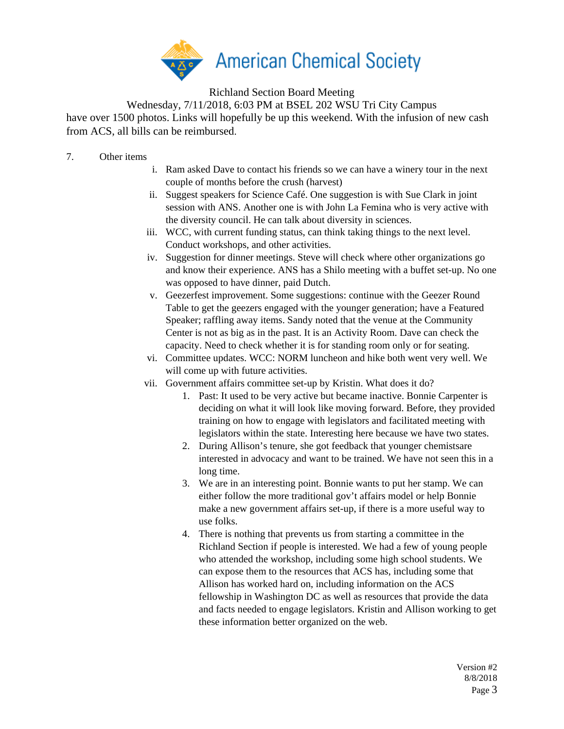have over 1500 photos. Links will hopefully be up this weekend. With the infusion of new cash from ACS, all bills can be reimbursed.

7. Other items

   i. Ram asked Dave to contact his friends so we can have a winery tour in the next couple of months before the crush (harvest)
   ii. Suggest speakers for Science Café. One suggestion is with Sue Clark in joint session with ANS. Another one is with John La Femina who is very active with the diversity council. He can talk about diversity in sciences.
   iii. WCC, with current funding status, can think taking things to the next level. Conduct workshops, and other activities.
   iv. Suggestion for dinner meetings. Steve will check where other organizations go and know their experience. ANS has a Shilo meeting with a buffet set-up. No one was opposed to have dinner, paid Dutch.
   v. Geezerfest improvement. Some suggestions: continue with the Geezer Round Table to get the geezers engaged with the younger generation; have a Featured Speaker; raffling away items. Sandy noted that the venue at the Community Center is not as big as in the past. It is an Activity Room. Dave can check the capacity. Need to check whether it is for standing room only or for seating.
   vi. Committee updates. WCC: NORM luncheon and hike both went very well. We will come up with future activities.
   vii. Government affairs committee set-up by Kristin. What does it do?
      1. Past: It used to be very active but became inactive. Bonnie Carpenter is deciding on what it will look like moving forward. Before, they provided training on how to engage with legislators and facilitated meeting with legislators within the state. Interesting here because we have two states.
      2. During Allison's tenure, she got feedback that younger chemistsare interested in advocacy and want to be trained. We have not seen this in a long time.
      3. We are in an interesting point. Bonnie wants to put her stamp. We can either follow the more traditional gov't affairs model or help Bonnie make a new government affairs set-up, if there is a more useful way to use folks.
      4. There is nothing that prevents us from starting a committee in the Richland Section if people is interested. We had a few of young people who attended the workshop, including some high school students. We can expose them to the resources that ACS has, including some that Allison has worked hard on, including information on the ACS fellowship in Washington DC as well as resources that provide the data and facts needed to engage legislators. Kristin and Allison working to get these information better organized on the web.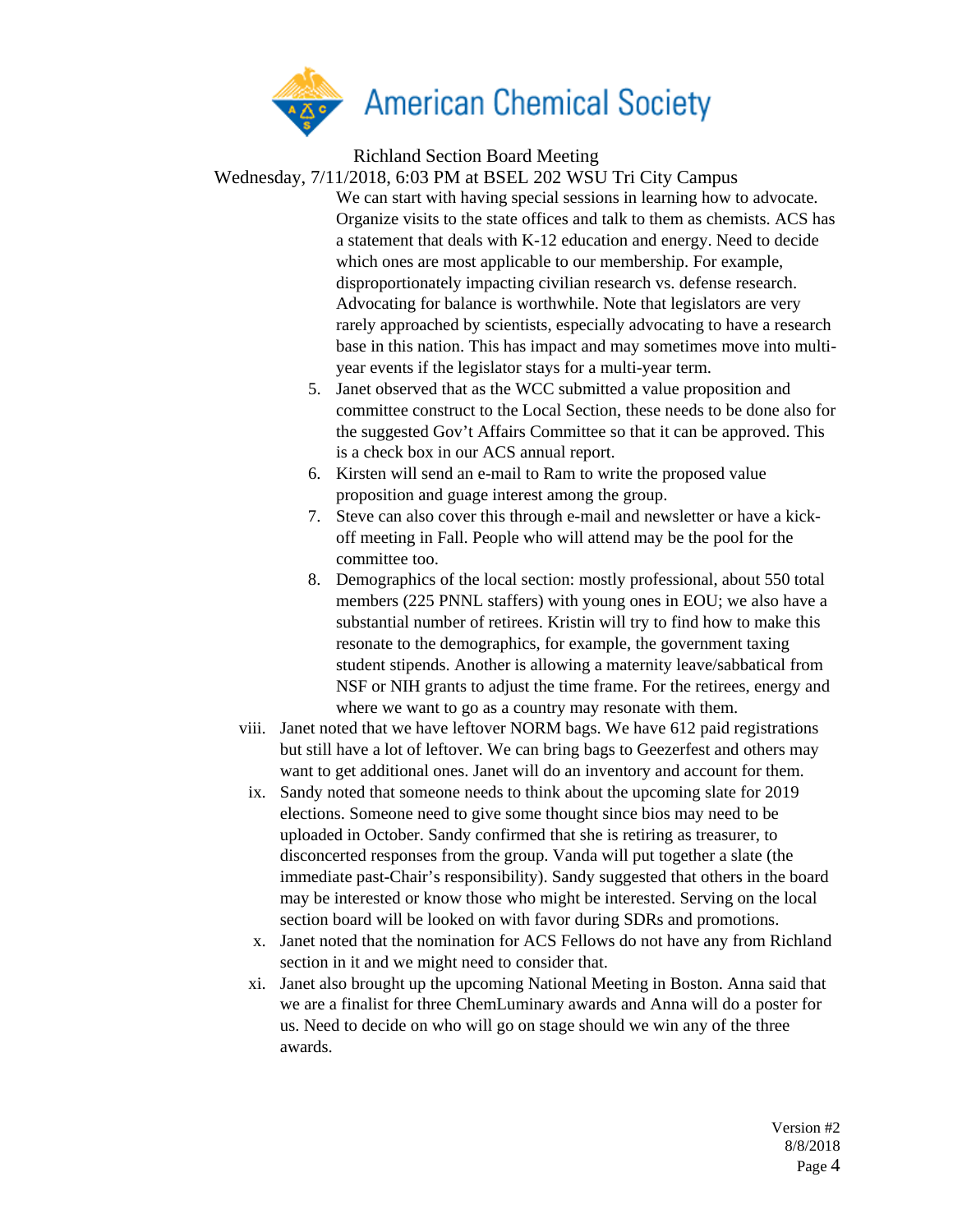Richland Section Board Meeting

Wednesday, 7/11/2018, 6:03 PM at BSEL 202 WSU Tri City Campus

We can start with having special sessions in learning how to advocate. Organize visits to the state offices and talk to them as chemists. ACS has a statement that deals with K-12 education and energy. Need to decide which ones are most applicable to our membership. For example, disproportionately impacting civilian research vs. defense research. Advocating for balance is worthwhile. Note that legislators are very rarely approached by scientists, especially advocating to have a research base in this nation. This has impact and may sometimes move into multi-year events if the legislator stays for a multi-year term.

5. Janet observed that as the WCC submitted a value proposition and committee construct to the Local Section, these needs to be done also for the suggested Gov't Affairs Committee so that it can be approved. This is a check box in our ACS annual report.
6. Kirsten will send an e-mail to Ram to write the proposed value proposition and guage interest among the group.
7. Steve can also cover this through e-mail and newsletter or have a kick-off meeting in Fall. People who will attend may be the pool for the committee too.
8. Demographics of the local section: mostly professional, about 550 total members (225 PNNL staffers) with young ones in EOU; we also have a substantial number of retirees. Kristin will try to find how to make this resonate to the demographics, for example, the government taxing student stipends. Another is allowing a maternity leave/sabbatical from NSF or NIH grants to adjust the time frame. For the retirees, energy and where we want to go as a country may resonate with them.

viii. Janet noted that we have leftover NORM bags. We have 612 paid registrations but still have a lot of leftover. We can bring bags to Geezerfest and others may want to get additional ones. Janet will do an inventory and account for them.

ix. Sandy noted that someone needs to think about the upcoming slate for 2019 elections. Someone need to give some thought since bios may need to be uploaded in October. Sandy confirmed that she is retiring as treasurer, to disconcerted responses from the group. Vanda will put together a slate (the immediate past-Chair's responsibility). Sandy suggested that others in the board may be interested or know those who might be interested. Serving on the local section board will be looked on with favor during SDRs and promotions.

x. Janet noted that the nomination for ACS Fellows do not have any from Richland section in it and we might need to consider that.

xi. Janet also brought up the upcoming National Meeting in Boston. Anna said that we are a finalist for three ChemLuminary awards and Anna will do a poster for us. Need to decide on who will go on stage should we win any of the three awards.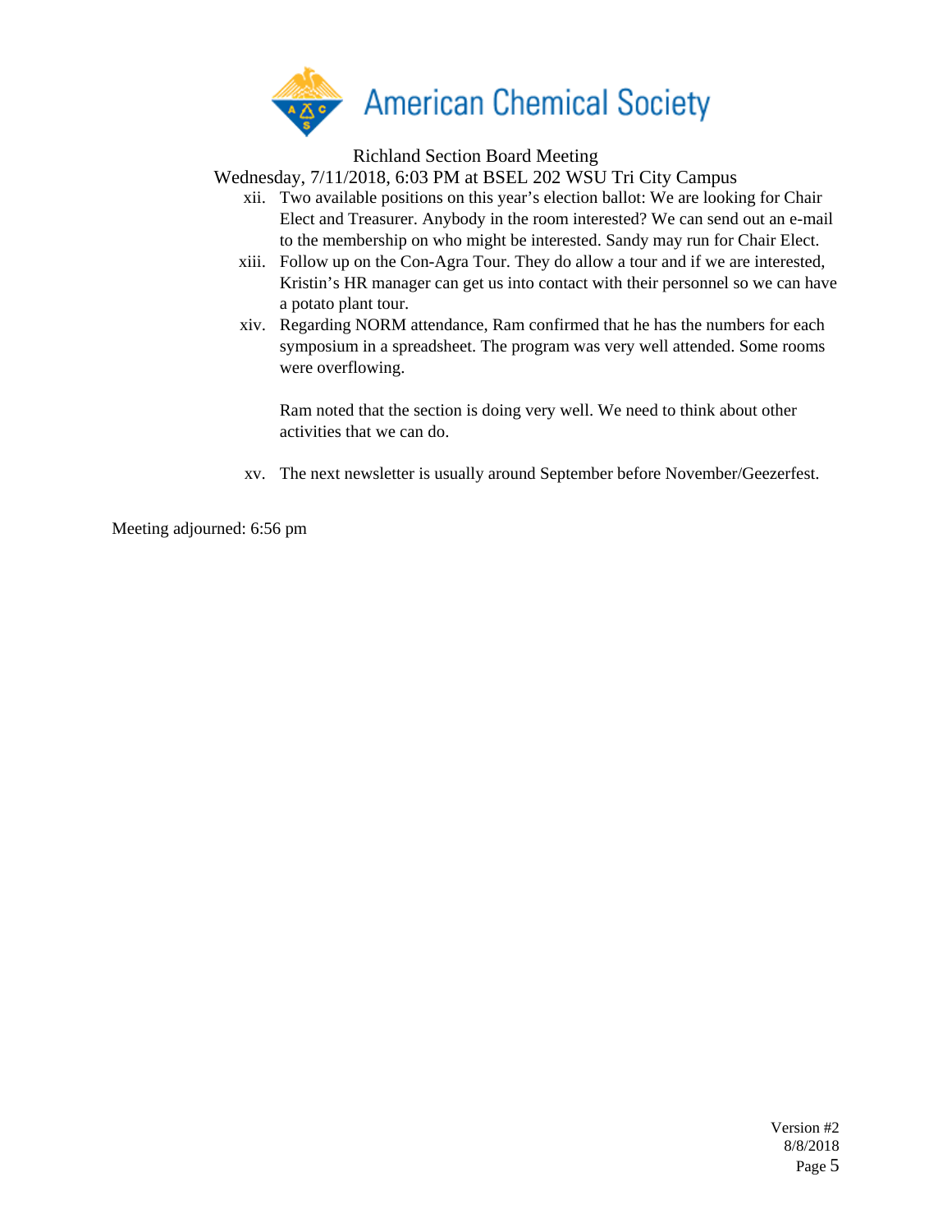Richland Section Board Meeting

Wednesday, 7/11/2018, 6:03 PM at BSEL 202 WSU Tri City Campus

xii. Two available positions on this year's election ballot: We are looking for Chair Elect and Treasurer. Anybody in the room interested? We can send out an e-mail to the membership on who might be interested. Sandy may run for Chair Elect.

xiii. Follow up on the Con-Agra Tour. They do allow a tour and if we are interested, Kristin's HR manager can get us into contact with their personnel so we can have a potato plant tour.

xiv. Regarding NORM attendance, Ram confirmed that he has the numbers for each symposium in a spreadsheet. The program was very well attended. Some rooms were overflowing.

Ram noted that the section is doing very well. We need to think about other activities that we can do.

xv. The next newsletter is usually around September before November/Geezerfest.

Meeting adjourned: 6:56 pm

Version #2
8/8/2018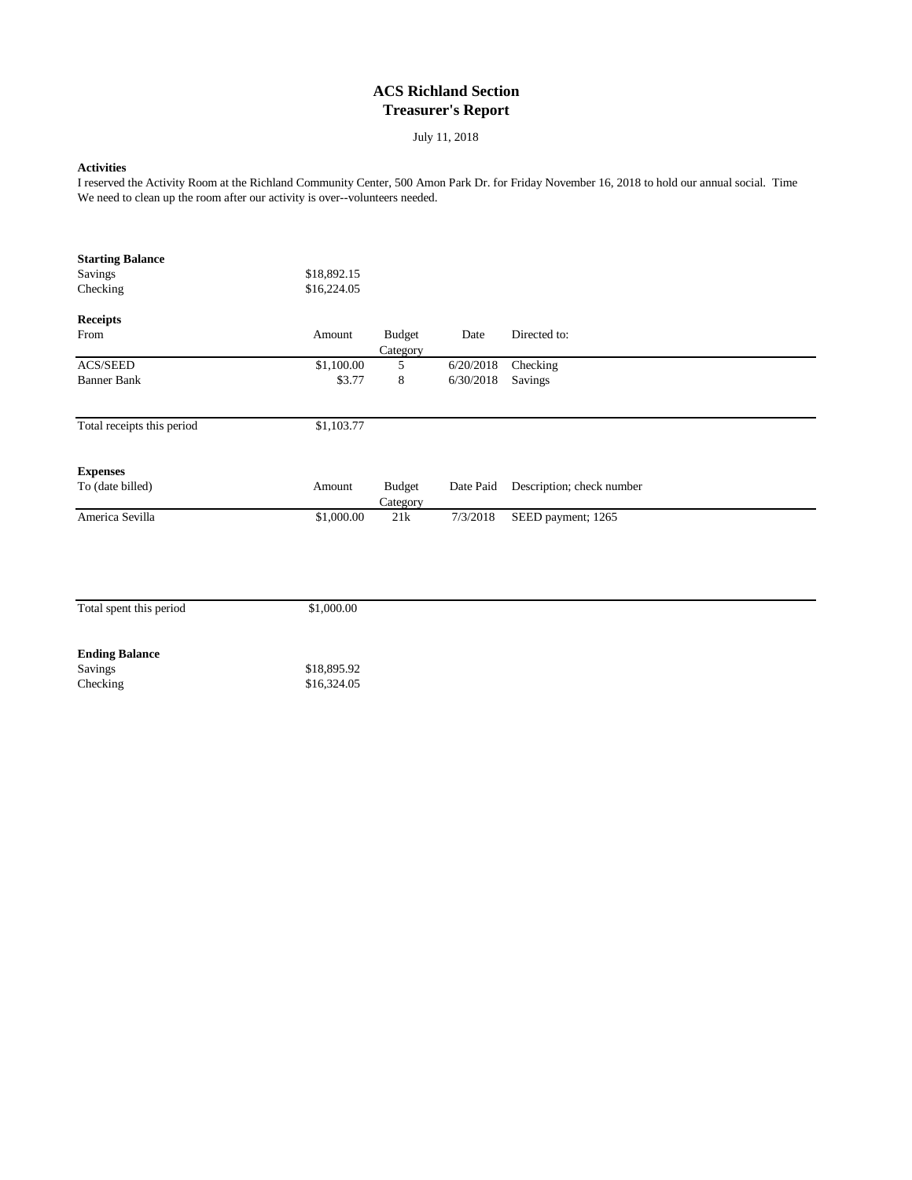# ACS Richland Section
## Treasurer's Report

July 11, 2018

**Activities**

I reserved the Activity Room at the Richland Community Center, 500 Amon Park Dr. for Friday November 16, 2018 to hold our annual social. Time
We need to clean up the room after our activity is over--volunteers needed.

**Starting Balance**

| | |
|---|---|
| Savings | $18,892.15 |
| Checking | $16,224.05 |

**Receipts**

| From | Amount | Budget Category | Date | Directed to: |
|---|---|---|---|---|
| ACS/SEED | $1,100.00 | 5 | 6/20/2018 | Checking |
| Banner Bank | $3.77 | 8 | 6/30/2018 | Savings |
| Total receipts this period | $1,103.77 | | | |

**Expenses**

| To (date billed) | Amount | Budget Category | Date Paid | Description; check number |
|---|---|---|---|---|
| America Sevilla | $1,000.00 | 21k | 7/3/2018 | SEED payment; 1265 |
| Total spent this period | $1,000.00 | | | |

**Ending Balance**

| | |
|---|---|
| Savings | $18,895.92 |
| Checking | $16,324.05 |